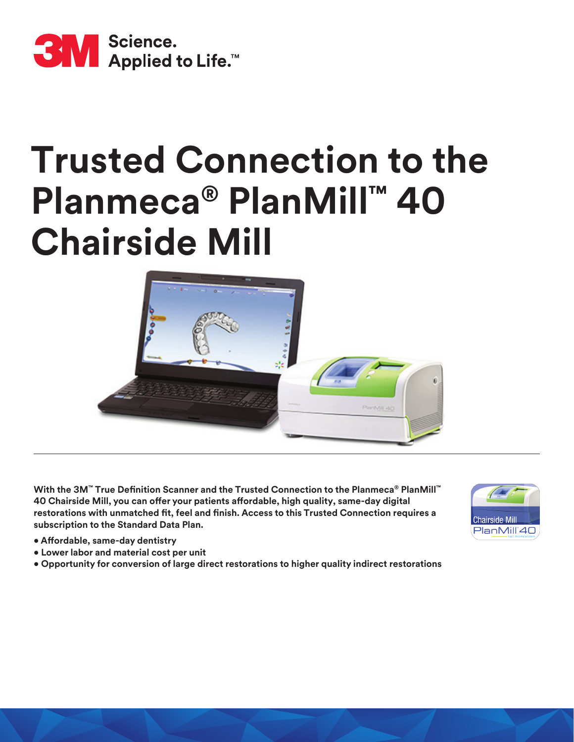3M Science. Applied to Life.™

# Trusted Connection to the Planmeca® PlanMill™ 40 Chairside Mill

**With the 3M™ True Definition Scanner and the Trusted Connection to the Planmeca® PlanMill™ 40 Chairside Mill, you can offer your patients affordable, high quality, same-day digital restorations with unmatched fit, feel and finish. Access to this Trusted Connection requires a subscription to the Standard Data Plan.**

- **Affordable, same-day dentistry**
- **Lower labor and material cost per unit**
- **Opportunity for conversion of large direct restorations to higher quality indirect restorations**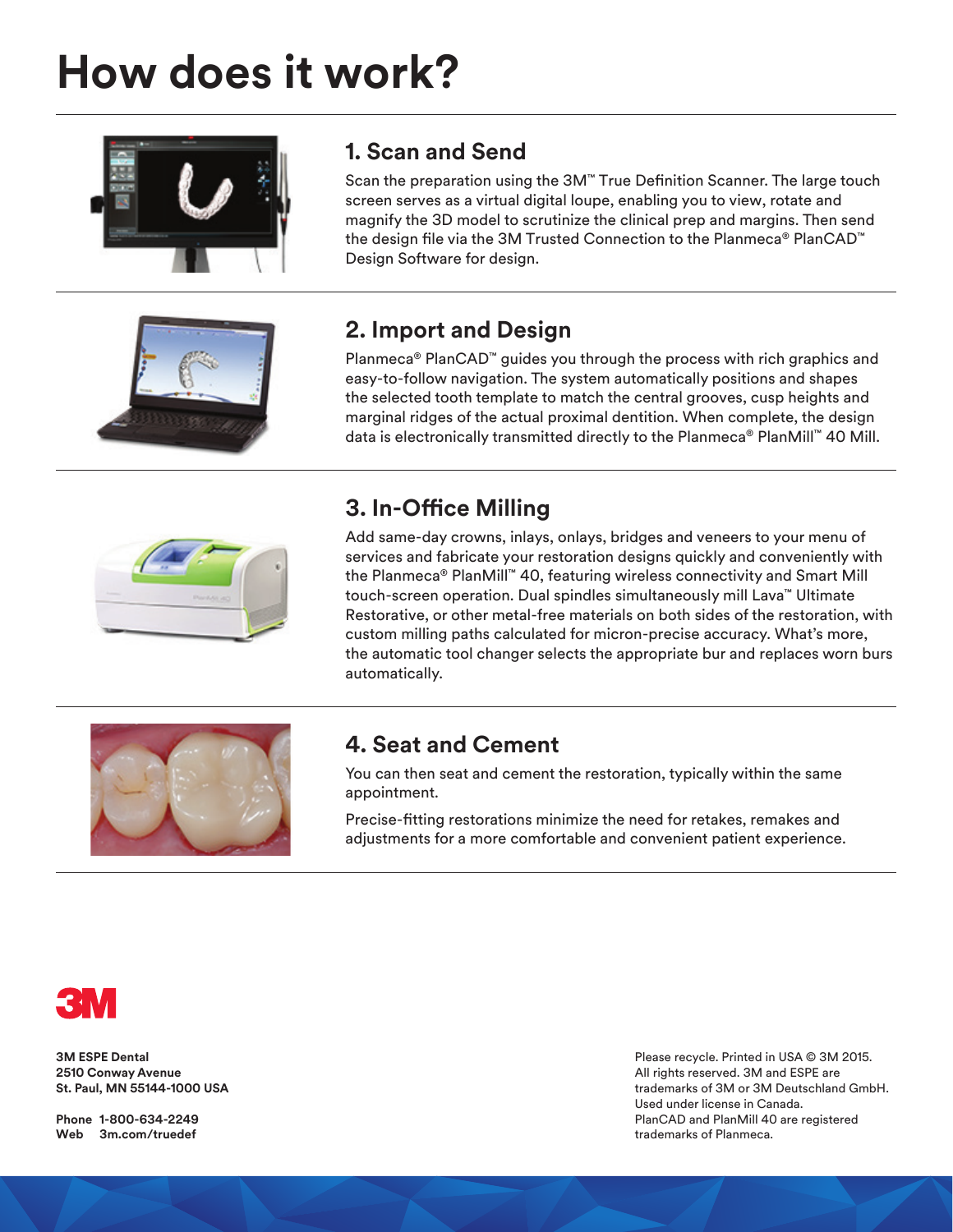# How does it work?

## 1. Scan and Send

Scan the preparation using the 3M™ True Definition Scanner. The large touch screen serves as a virtual digital loupe, enabling you to view, rotate and magnify the 3D model to scrutinize the clinical prep and margins. Then send the design file via the 3M Trusted Connection to the Planmeca® PlanCAD™ Design Software for design.

## 2. Import and Design

Planmeca® PlanCAD™ guides you through the process with rich graphics and easy-to-follow navigation. The system automatically positions and shapes the selected tooth template to match the central grooves, cusp heights and marginal ridges of the actual proximal dentition. When complete, the design data is electronically transmitted directly to the Planmeca® PlanMill™ 40 Mill.

## 3. In-Office Milling

Add same-day crowns, inlays, onlays, bridges and veneers to your menu of services and fabricate your restoration designs quickly and conveniently with the Planmeca® PlanMill™ 40, featuring wireless connectivity and Smart Mill touch-screen operation. Dual spindles simultaneously mill Lava™ Ultimate Restorative, or other metal-free materials on both sides of the restoration, with custom milling paths calculated for micron-precise accuracy. What's more, the automatic tool changer selects the appropriate bur and replaces worn burs automatically.

## 4. Seat and Cement

You can then seat and cement the restoration, typically within the same appointment.

Precise-fitting restorations minimize the need for retakes, remakes and adjustments for a more comfortable and convenient patient experience.

**3M ESPE Dental**
**2510 Conway Avenue**
**St. Paul, MN 55144-1000 USA**

**Phone** 1-800-634-2249
**Web** 3m.com/truedef

Please recycle. Printed in USA © 3M 2015. All rights reserved. 3M and ESPE are trademarks of 3M or 3M Deutschland GmbH. Used under license in Canada. PlanCAD and PlanMill 40 are registered trademarks of Planmeca.